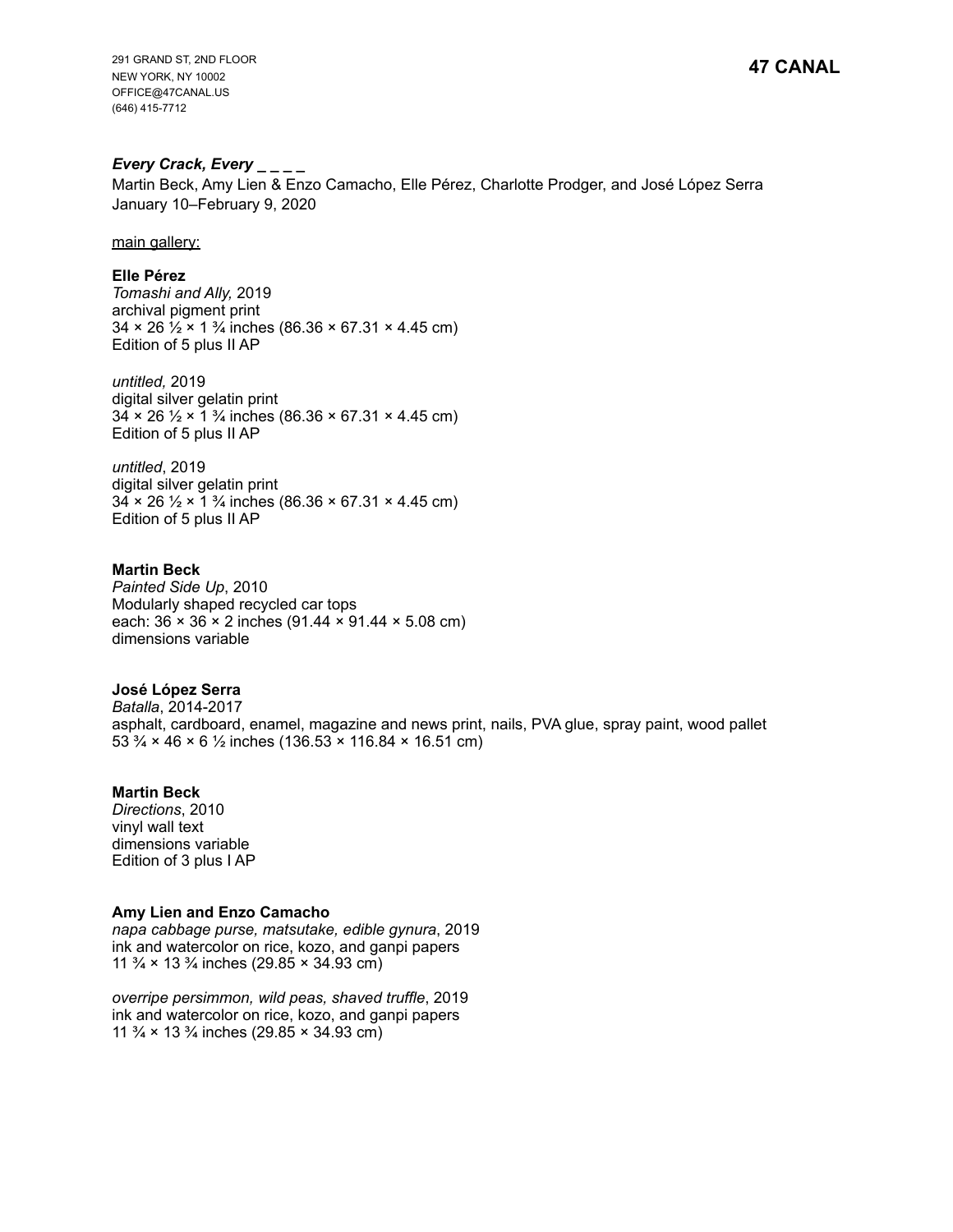291 GRAND ST, 2ND FLOOR
NEW YORK, NY 10002
OFFICE@47CANAL.US
(646) 415-7712

**47 CANAL**

***Every Crack, Every _ _ _ _***
Martin Beck, Amy Lien & Enzo Camacho, Elle Pérez, Charlotte Prodger, and José López Serra
January 10–February 9, 2020

main gallery:

**Elle Pérez**
*Tomashi and Ally,* 2019
archival pigment print
34 × 26 ½ × 1 ¾ inches (86.36 × 67.31 × 4.45 cm)
Edition of 5 plus II AP

*untitled,* 2019
digital silver gelatin print
34 × 26 ½ × 1 ¾ inches (86.36 × 67.31 × 4.45 cm)
Edition of 5 plus II AP

*untitled*, 2019
digital silver gelatin print
34 × 26 ½ × 1 ¾ inches (86.36 × 67.31 × 4.45 cm)
Edition of 5 plus II AP

**Martin Beck**
*Painted Side Up*, 2010
Modularly shaped recycled car tops
each: 36 × 36 × 2 inches (91.44 × 91.44 × 5.08 cm)
dimensions variable

**José López Serra**
*Batalla*, 2014-2017
asphalt, cardboard, enamel, magazine and news print, nails, PVA glue, spray paint, wood pallet
53 ¾ × 46 × 6 ½ inches (136.53 × 116.84 × 16.51 cm)

**Martin Beck**
*Directions*, 2010
vinyl wall text
dimensions variable
Edition of 3 plus I AP

**Amy Lien and Enzo Camacho**
*napa cabbage purse, matsutake, edible gynura*, 2019
ink and watercolor on rice, kozo, and ganpi papers
11 ¾ × 13 ¾ inches (29.85 × 34.93 cm)

*overripe persimmon, wild peas, shaved truffle*, 2019
ink and watercolor on rice, kozo, and ganpi papers
11 ¾ × 13 ¾ inches (29.85 × 34.93 cm)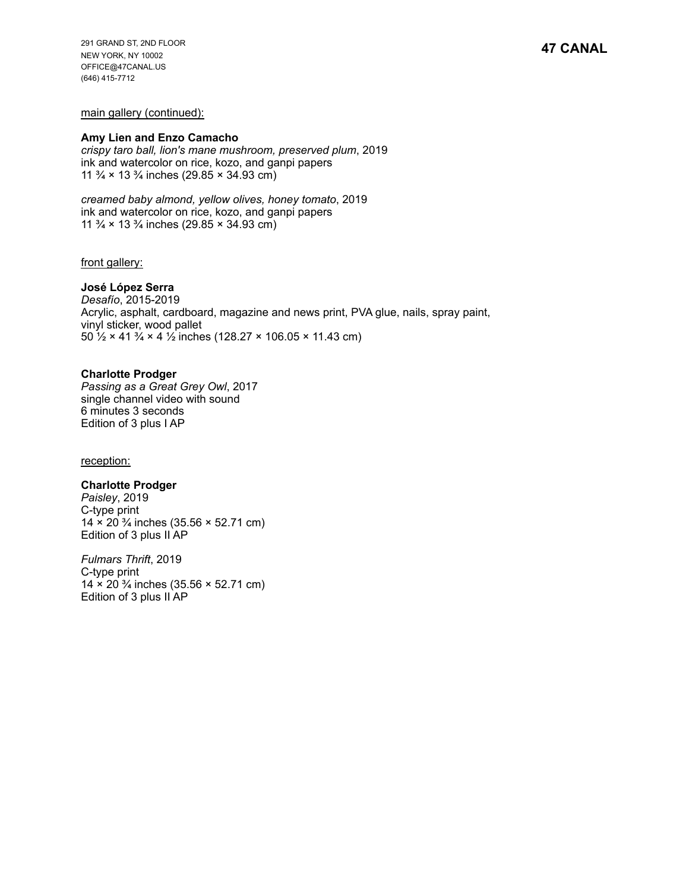main gallery (continued):

**Amy Lien and Enzo Camacho**
*crispy taro ball, lion's mane mushroom, preserved plum*, 2019
ink and watercolor on rice, kozo, and ganpi papers
11 ¾ × 13 ¾ inches (29.85 × 34.93 cm)

*creamed baby almond, yellow olives, honey tomato*, 2019
ink and watercolor on rice, kozo, and ganpi papers
11 ¾ × 13 ¾ inches (29.85 × 34.93 cm)

front gallery:

**José López Serra**
*Desafío*, 2015-2019
Acrylic, asphalt, cardboard, magazine and news print, PVA glue, nails, spray paint, vinyl sticker, wood pallet
50 ½ × 41 ¾ × 4 ½ inches (128.27 × 106.05 × 11.43 cm)

**Charlotte Prodger**
*Passing as a Great Grey Owl*, 2017
single channel video with sound
6 minutes 3 seconds
Edition of 3 plus I AP

reception:

**Charlotte Prodger**
*Paisley*, 2019
C-type print
14 × 20 ¾ inches (35.56 × 52.71 cm)
Edition of 3 plus II AP

*Fulmars Thrift*, 2019
C-type print
14 × 20 ¾ inches (35.56 × 52.71 cm)
Edition of 3 plus II AP